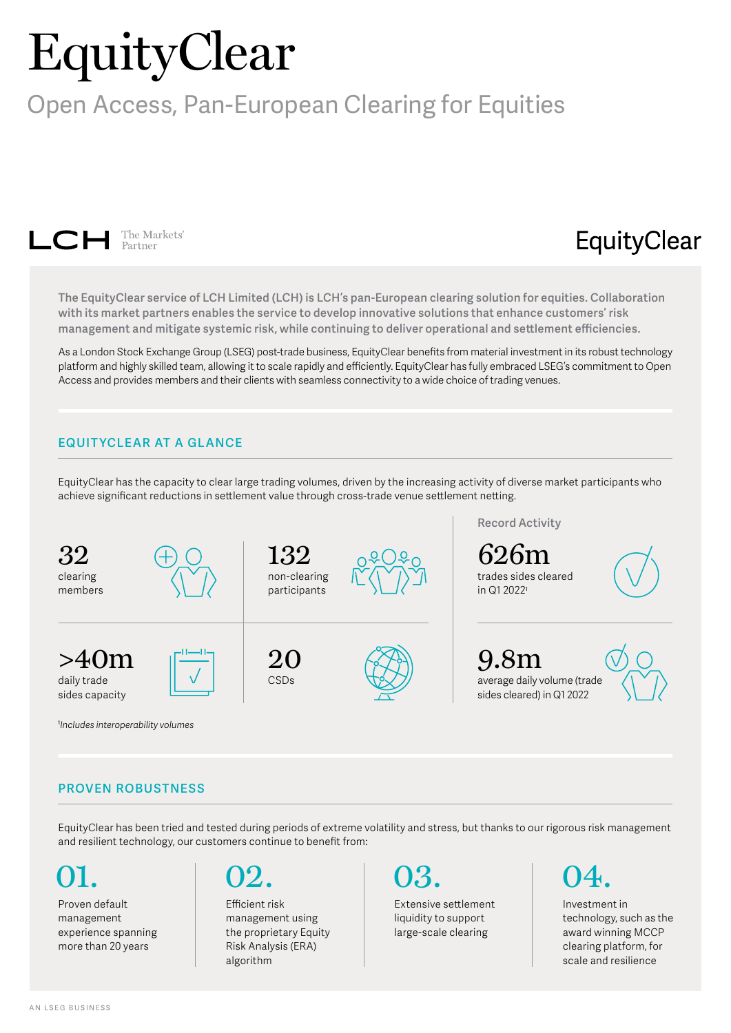# EquityClear

## Open Access, Pan-European Clearing for Equities

LCH The Markets' Partner

EquityClear

**The EquityClear service of LCH Limited (LCH) is LCH's pan-European clearing solution for equities. Collaboration with its market partners enables the service to develop innovative solutions that enhance customers' risk management and mitigate systemic risk, while continuing to deliver operational and settlement efficiencies.**

As a London Stock Exchange Group (LSEG) post-trade business, EquityClear benefits from material investment in its robust technology platform and highly skilled team, allowing it to scale rapidly and efficiently. EquityClear has fully embraced LSEG's commitment to Open Access and provides members and their clients with seamless connectivity to a wide choice of trading venues.

## EQUITYCLEAR AT A GLANCE

EquityClear has the capacity to clear large trading volumes, driven by the increasing activity of diverse market participants who achieve significant reductions in settlement value through cross-trade venue settlement netting.

**32**
clearing members

**132**
non-clearing participants

**>40m**
daily trade sides capacity

**20**
CSDs

Record Activity

**626m**
trades sides cleared in Q1 2022[1]

**9.8m**
average daily volume (trade sides cleared) in Q1 2022

[1]*Includes interoperability volumes*

## PROVEN ROBUSTNESS

EquityClear has been tried and tested during periods of extreme volatility and stress, but thanks to our rigorous risk management and resilient technology, our customers continue to benefit from:

**01.** Proven default management experience spanning more than 20 years

**02.** Efficient risk management using the proprietary Equity Risk Analysis (ERA) algorithm

**03.** Extensive settlement liquidity to support large-scale clearing

**04.** Investment in technology, such as the award winning MCCP clearing platform, for scale and resilience

AN LSEG BUSINESS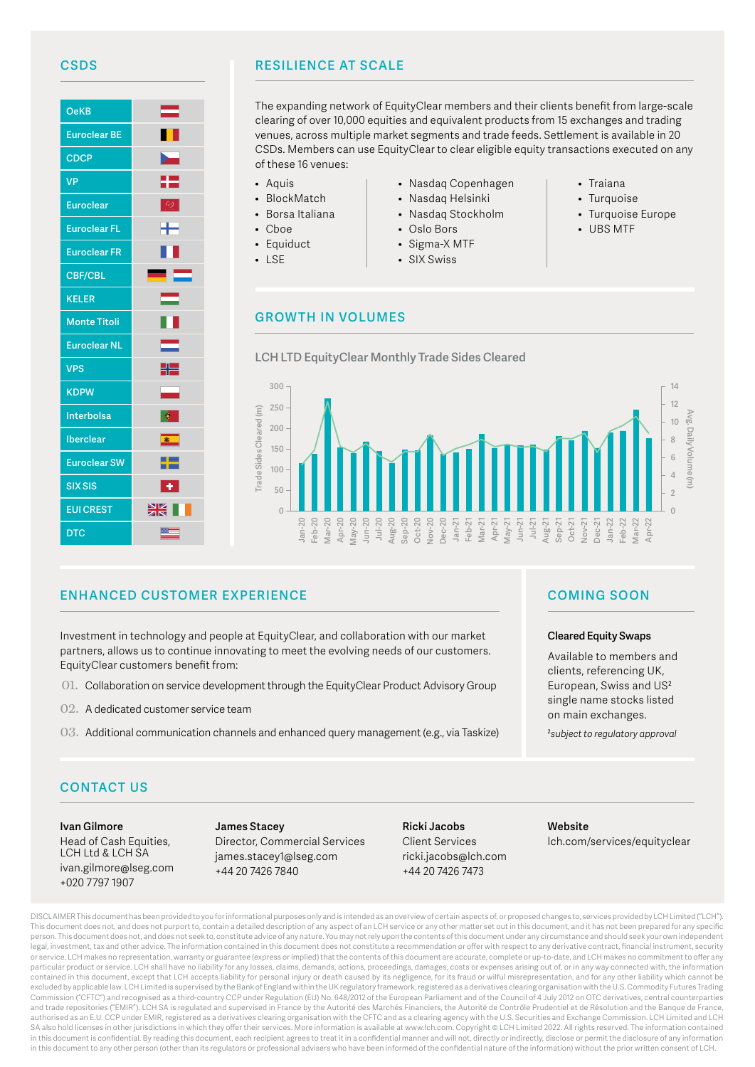## CSDS

- OeKB
- Euroclear BE
- CDCP
- VP
- Euroclear
- Euroclear FL
- Euroclear FR
- CBF/CBL
- KELER
- Monte Titoli
- Euroclear NL
- VPS
- KDPW
- Interbolsa
- Iberclear
- Euroclear SW
- SIX SIS
- EUI CREST
- DTC

## RESILIENCE AT SCALE

The expanding network of EquityClear members and their clients benefit from large-scale clearing of over 10,000 equities and equivalent products from 15 exchanges and trading venues, across multiple market segments and trade feeds. Settlement is available in 20 CSDs. Members can use EquityClear to clear eligible equity transactions executed on any of these 16 venues:

- Aquis
- BlockMatch
- Borsa Italiana
- Cboe
- Equiduct
- LSE
- Nasdaq Copenhagen
- Nasdaq Helsinki
- Nasdaq Stockholm
- Oslo Bors
- Sigma-X MTF
- SIX Swiss
- Traiana
- Turquoise
- Turquoise Europe
- UBS MTF

## GROWTH IN VOLUMES

LCH LTD EquityClear Monthly Trade Sides Cleared

Trade Sides Cleared (m)

0 50 100 150 200 250 300

Avg. Daily Volume (m)

0 2 4 6 8 10 12 14

Jan-20 Feb-20 Mar-20 Apr-20 May-20 Jun-20 Jul-20 Aug-20 Sep-20 Oct-20 Nov-20 Dec-20 Jan-21 Feb-21 Mar-21 Apr-21 May-21 Jun-21 Jul-21 Aug-21 Sep-21 Oct-21 Nov-21 Dec-21 Jan-22 Feb-22 Mar-22 Apr-22

## ENHANCED CUSTOMER EXPERIENCE

Investment in technology and people at EquityClear, and collaboration with our market partners, allows us to continue innovating to meet the evolving needs of our customers. EquityClear customers benefit from:

01. Collaboration on service development through the EquityClear Product Advisory Group
02. A dedicated customer service team
03. Additional communication channels and enhanced query management (e.g., via Taskize)

## COMING SOON

**Cleared Equity Swaps**

Available to members and clients, referencing UK, European, Swiss and US[2] single name stocks listed on main exchanges.

*[2]subject to regulatory approval*

## CONTACT US

**Ivan Gilmore**
Head of Cash Equities, LCH Ltd & LCH SA
ivan.gilmore@lseg.com
+020 7797 1907

**James Stacey**
Director, Commercial Services
james.stacey1@lseg.com
+44 20 7426 7840

**Ricki Jacobs**
Client Services
ricki.jacobs@lch.com
+44 20 7426 7473

**Website**
lch.com/services/equityclear

DISCLAIMER This document has been provided to you for informational purposes only and is intended as an overview of certain aspects of, or proposed changes to, services provided by LCH Limited ("LCH"). This document does not, and does not purport to, contain a detailed description of any aspect of an LCH service or any other matter set out in this document, and it has not been prepared for any specific person. This document does not, and does not seek to, constitute advice of any nature. You may not rely upon the contents of this document under any circumstance and should seek your own independent legal, investment, tax and other advice. The information contained in this document does not constitute a recommendation or offer with respect to any derivative contract, financial instrument, security or service. LCH makes no representation, warranty or guarantee (express or implied) that the contents of this document are accurate, complete or up-to-date, and LCH makes no commitment to offer any particular product or service. LCH shall have no liability for any losses, claims, demands, actions, proceedings, damages, costs or expenses arising out of, or in any way connected with, the information contained in this document, except that LCH accepts liability for personal injury or death caused by its negligence, for its fraud or wilful misrepresentation, and for any other liability which cannot be excluded by applicable law. LCH Limited is supervised by the Bank of England within the UK regulatory framework, registered as a derivatives clearing organisation with the U.S. Commodity Futures Trading Commission ("CFTC") and recognised as a third-country CCP under Regulation (EU) No. 648/2012 of the European Parliament and of the Council of 4 July 2012 on OTC derivatives, central counterparties and trade repositories ("EMIR"). LCH SA is regulated and supervised in France by the Autorité des Marchés Financiers, the Autorité de Contrôle Prudentiel et de Résolution and the Banque de France, authorised as an E.U. CCP under EMIR, registered as a derivatives clearing organisation with the CFTC and as a clearing agency with the U.S. Securities and Exchange Commission. LCH Limited and LCH SA also hold licenses in other jurisdictions in which they offer their services. More information is available at www.lch.com. Copyright © LCH Limited 2022. All rights reserved. The information contained in this document is confidential. By reading this document, each recipient agrees to treat it in a confidential manner and will not, directly or indirectly, disclose or permit the disclosure of any information in this document to any other person (other than its regulators or professional advisers who have been informed of the confidential nature of the information) without the prior written consent of LCH.